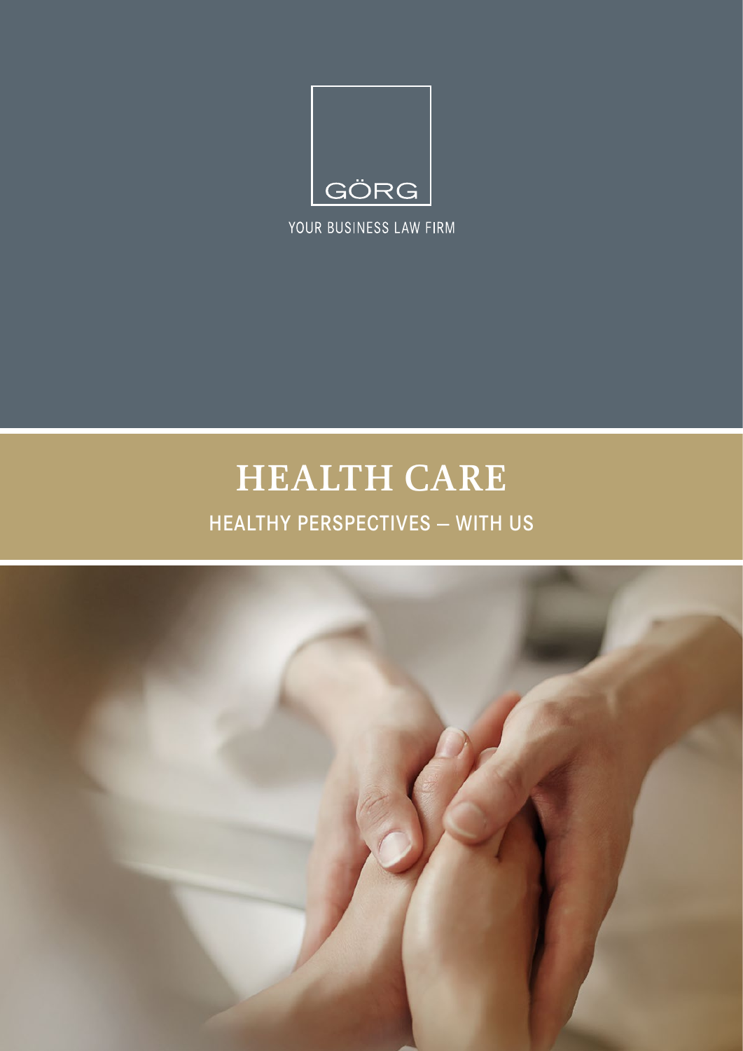GÖRG

YOUR BUSINESS LAW FIRM

# HEALTH CARE

## HEALTHY PERSPECTIVES – WITH US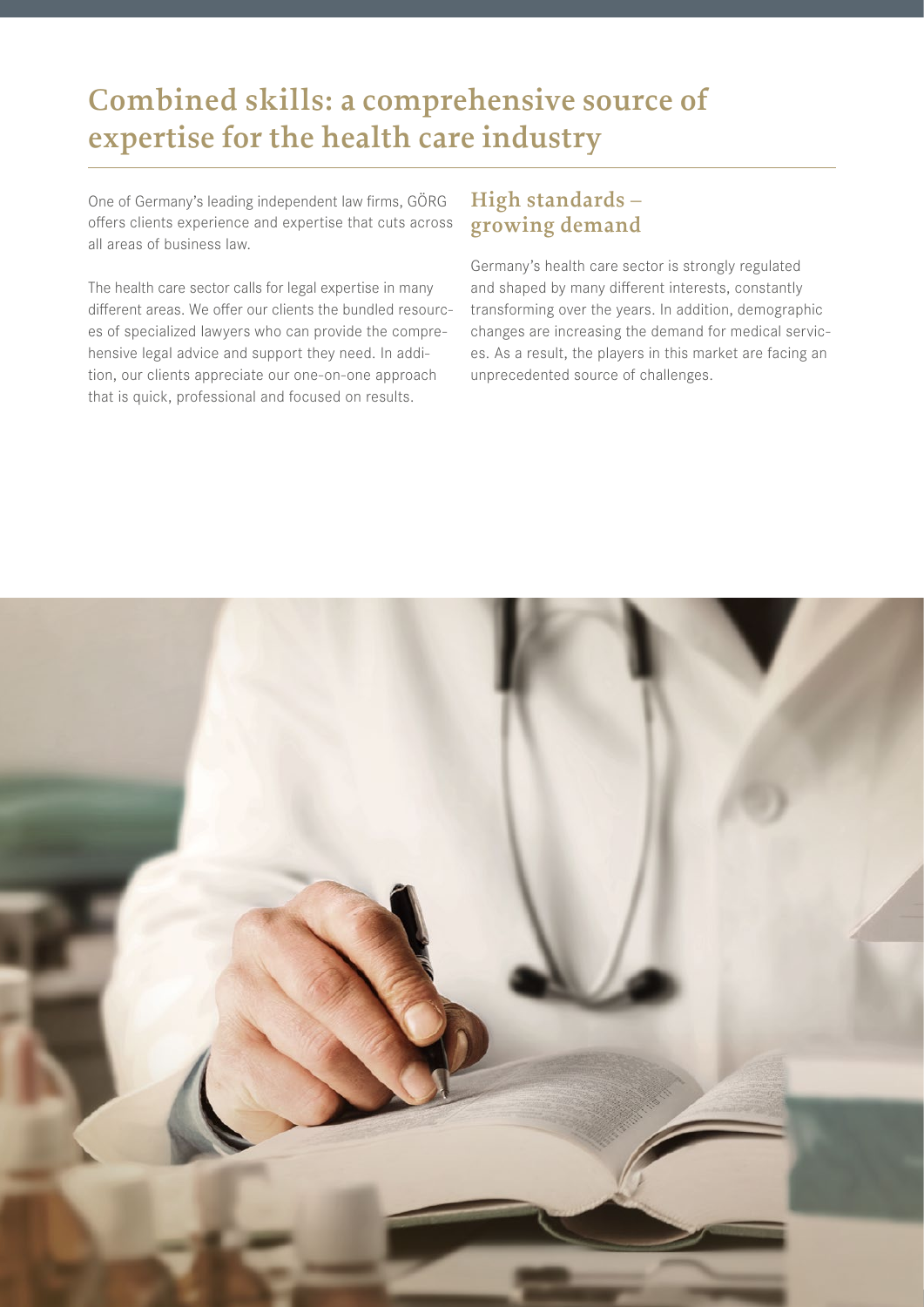# Combined skills: a comprehensive source of expertise for the health care industry

One of Germany's leading independent law firms, GÖRG offers clients experience and expertise that cuts across all areas of business law.

The health care sector calls for legal expertise in many different areas. We offer our clients the bundled resources of specialized lawyers who can provide the comprehensive legal advice and support they need. In addition, our clients appreciate our one-on-one approach that is quick, professional and focused on results.

## High standards – growing demand

Germany's health care sector is strongly regulated and shaped by many different interests, constantly transforming over the years. In addition, demographic changes are increasing the demand for medical services. As a result, the players in this market are facing an unprecedented source of challenges.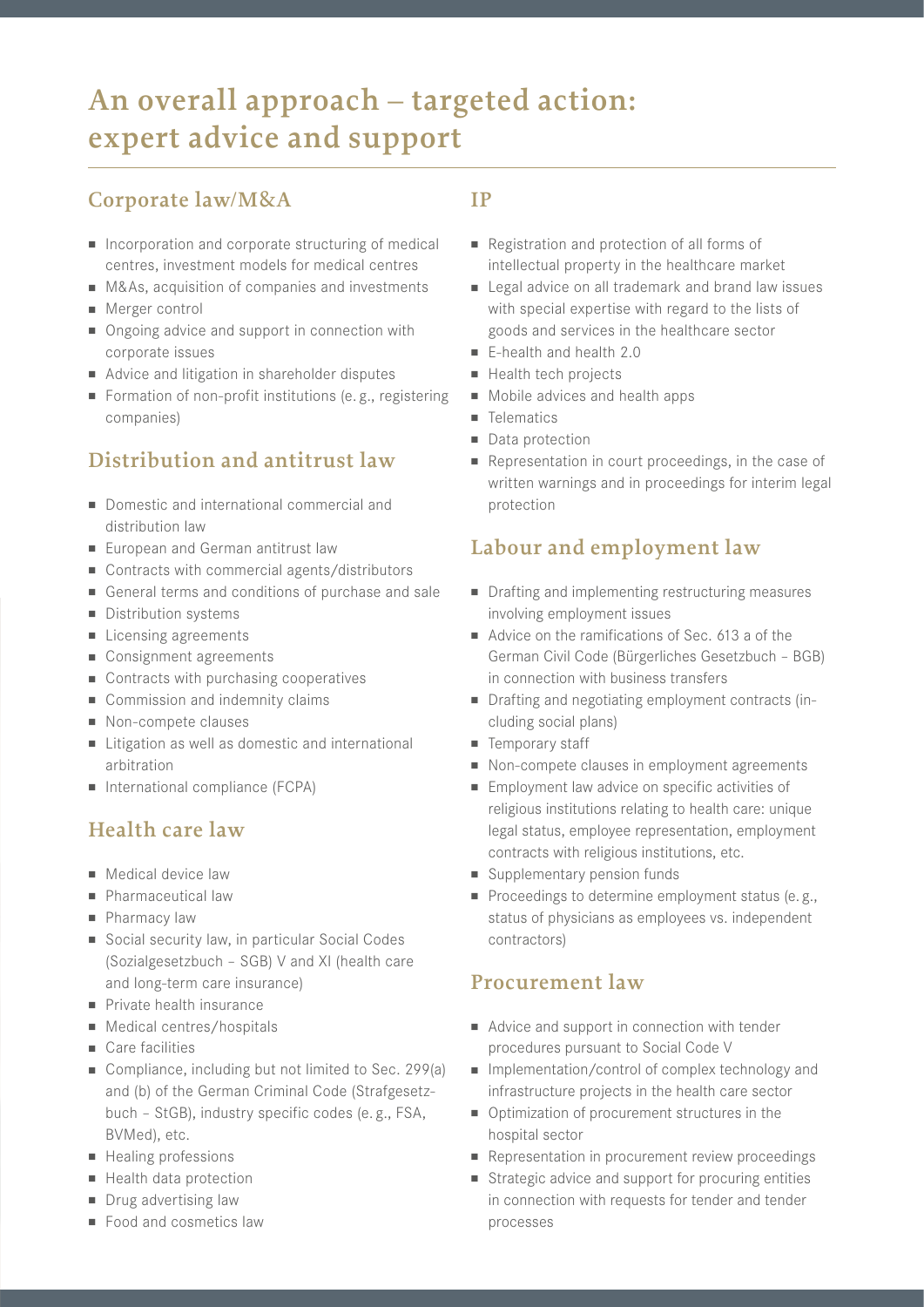# An overall approach – targeted action: expert advice and support

## Corporate law/M&A

- Incorporation and corporate structuring of medical centres, investment models for medical centres
- M&As, acquisition of companies and investments
- Merger control
- Ongoing advice and support in connection with corporate issues
- Advice and litigation in shareholder disputes
- Formation of non-profit institutions (e. g., registering companies)

## Distribution and antitrust law

- Domestic and international commercial and distribution law
- European and German antitrust law
- Contracts with commercial agents/distributors
- General terms and conditions of purchase and sale
- Distribution systems
- Licensing agreements
- Consignment agreements
- Contracts with purchasing cooperatives
- Commission and indemnity claims
- Non-compete clauses
- Litigation as well as domestic and international arbitration
- International compliance (FCPA)

## Health care law

- Medical device law
- Pharmaceutical law
- Pharmacy law
- Social security law, in particular Social Codes (Sozialgesetzbuch – SGB) V and XI (health care and long-term care insurance)
- Private health insurance
- Medical centres/hospitals
- Care facilities
- Compliance, including but not limited to Sec. 299(a) and (b) of the German Criminal Code (Strafgesetzbuch – StGB), industry specific codes (e. g., FSA, BVMed), etc.
- Healing professions
- Health data protection
- Drug advertising law
- Food and cosmetics law

## IP

- Registration and protection of all forms of intellectual property in the healthcare market
- Legal advice on all trademark and brand law issues with special expertise with regard to the lists of goods and services in the healthcare sector
- E-health and health 2.0
- Health tech projects
- Mobile advices and health apps
- Telematics
- Data protection
- Representation in court proceedings, in the case of written warnings and in proceedings for interim legal protection

## Labour and employment law

- Drafting and implementing restructuring measures involving employment issues
- Advice on the ramifications of Sec. 613 a of the German Civil Code (Bürgerliches Gesetzbuch – BGB) in connection with business transfers
- Drafting and negotiating employment contracts (including social plans)
- Temporary staff
- Non-compete clauses in employment agreements
- Employment law advice on specific activities of religious institutions relating to health care: unique legal status, employee representation, employment contracts with religious institutions, etc.
- Supplementary pension funds
- Proceedings to determine employment status (e. g., status of physicians as employees vs. independent contractors)

## Procurement law

- Advice and support in connection with tender procedures pursuant to Social Code V
- Implementation/control of complex technology and infrastructure projects in the health care sector
- Optimization of procurement structures in the hospital sector
- Representation in procurement review proceedings
- Strategic advice and support for procuring entities in connection with requests for tender and tender processes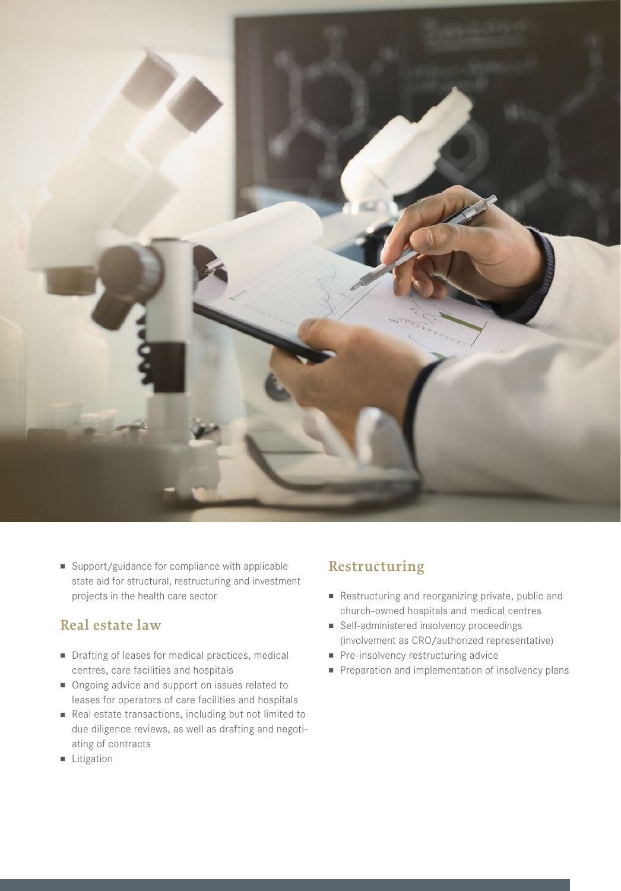- Support/guidance for compliance with applicable state aid for structural, restructuring and investment projects in the health care sector

## Real estate law

- Drafting of leases for medical practices, medical centres, care facilities and hospitals
- Ongoing advice and support on issues related to leases for operators of care facilities and hospitals
- Real estate transactions, including but not limited to due diligence reviews, as well as drafting and negotiating of contracts
- Litigation

## Restructuring

- Restructuring and reorganizing private, public and church-owned hospitals and medical centres
- Self-administered insolvency proceedings (involvement as CRO/authorized representative)
- Pre-insolvency restructuring advice
- Preparation and implementation of insolvency plans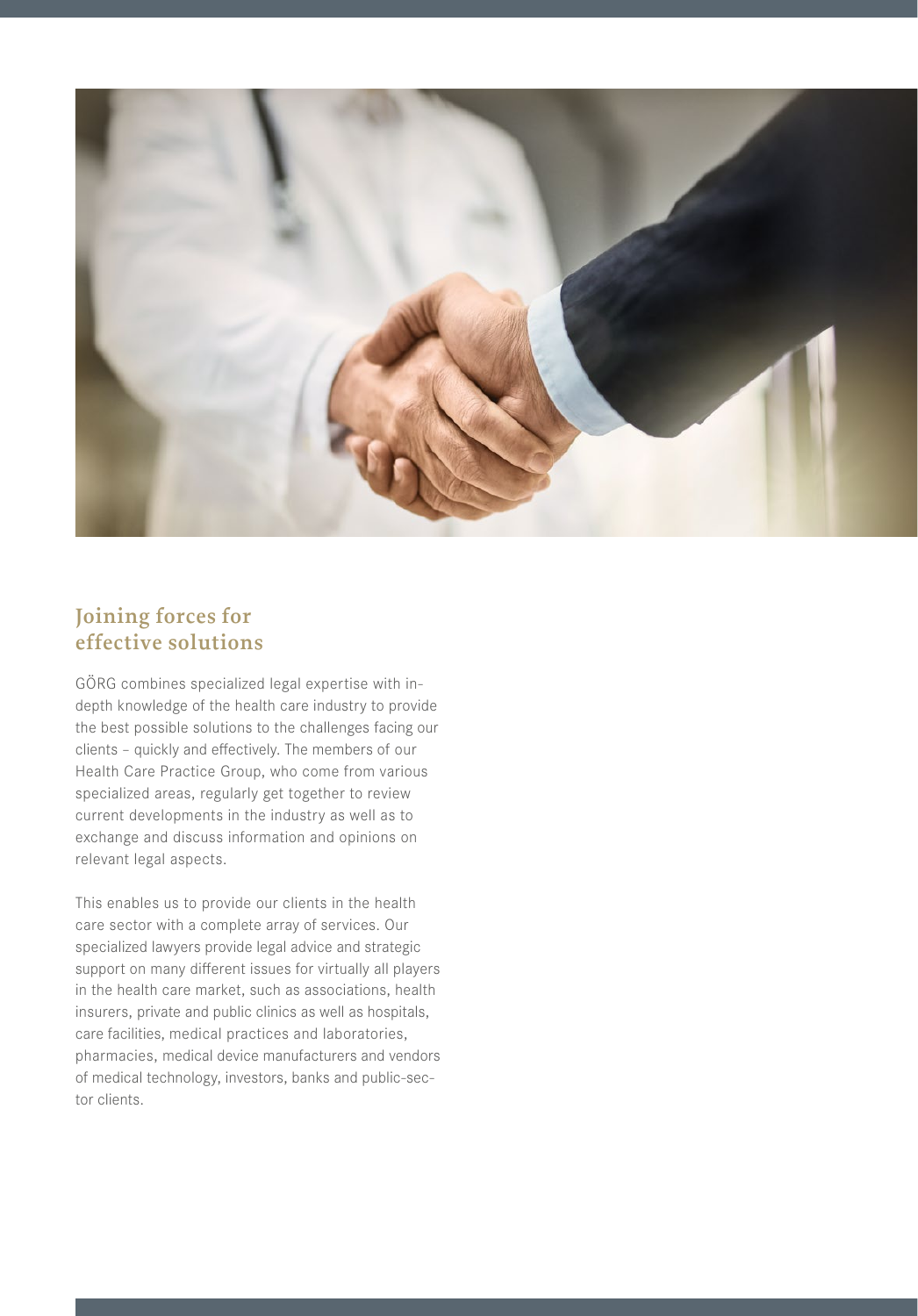## Joining forces for effective solutions

GÖRG combines specialized legal expertise with in-depth knowledge of the health care industry to provide the best possible solutions to the challenges facing our clients – quickly and effectively. The members of our Health Care Practice Group, who come from various specialized areas, regularly get together to review current developments in the industry as well as to exchange and discuss information and opinions on relevant legal aspects.

This enables us to provide our clients in the health care sector with a complete array of services. Our specialized lawyers provide legal advice and strategic support on many different issues for virtually all players in the health care market, such as associations, health insurers, private and public clinics as well as hospitals, care facilities, medical practices and laboratories, pharmacies, medical device manufacturers and vendors of medical technology, investors, banks and public-sector clients.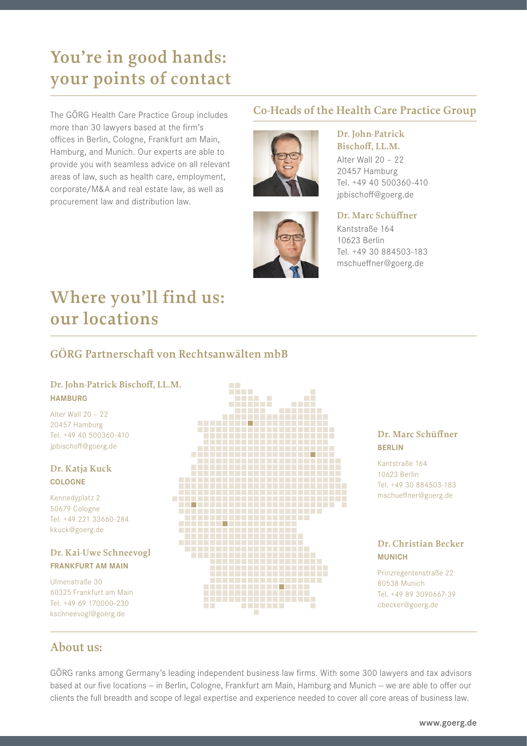# You're in good hands: your points of contact

The GÖRG Health Care Practice Group includes more than 30 lawyers based at the firm's offices in Berlin, Cologne, Frankfurt am Main, Hamburg, and Munich. Our experts are able to provide you with seamless advice on all relevant areas of law, such as health care, employment, corporate/M&A and real estate law, as well as procurement law and distribution law.

## Co-Heads of the Health Care Practice Group

**Dr. John-Patrick Bischoff, LL.M.**
Alter Wall 20 – 22
20457 Hamburg
Tel. +49 40 500360-410
jpbischoff@goerg.de

**Dr. Marc Schüffner**
Kantstraße 164
10623 Berlin
Tel. +49 30 884503-183
mschueffner@goerg.de

# Where you'll find us: our locations

## GÖRG Partnerschaft von Rechtsanwälten mbB

**Dr. John-Patrick Bischoff, LL.M.**
**HAMBURG**

Alter Wall 20 – 22
20457 Hamburg
Tel. +49 40 500360-410
jpbischoff@goerg.de

**Dr. Katja Kuck**
**COLOGNE**

Kennedyplatz 2
50679 Cologne
Tel. +49 221 33660-284
kkuck@goerg.de

**Dr. Kai-Uwe Schneevogl**
**FRANKFURT AM MAIN**

Ulmenstraße 30
60325 Frankfurt am Main
Tel. +49 69 170000-230
kschneevogl@goerg.de

**Dr. Marc Schüffner**
**BERLIN**

Kantstraße 164
10623 Berlin
Tel. +49 30 884503-183
mschueffner@goerg.de

**Dr. Christian Becker**
**MUNICH**

Prinzregentenstraße 22
80538 Munich
Tel. +49 89 3090667-39
cbecker@goerg.de

## About us:

GÖRG ranks among Germany's leading independent business law firms. With some 300 lawyers and tax advisors based at our five locations – in Berlin, Cologne, Frankfurt am Main, Hamburg and Munich – we are able to offer our clients the full breadth and scope of legal expertise and experience needed to cover all core areas of business law.

www.goerg.de